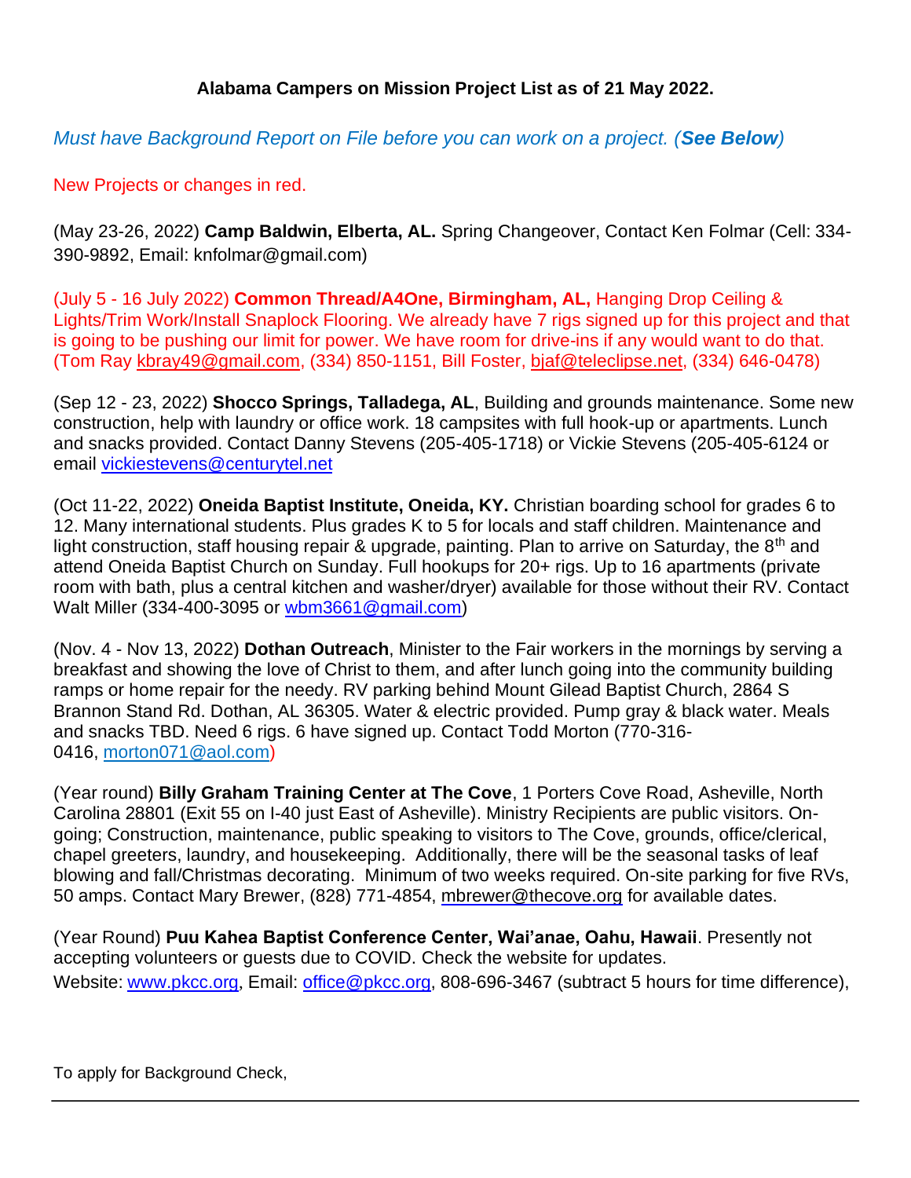**Alabama Campers on Mission Project List as of 21 May 2022.**

*Must have Background Report on File before you can work on a project. (**See Below**)*

New Projects or changes in red.

(May 23-26, 2022) **Camp Baldwin, Elberta, AL.** Spring Changeover, Contact Ken Folmar (Cell: 334-390-9892, Email: knfolmar@gmail.com)

(July 5 - 16 July 2022) **Common Thread/A4One, Birmingham, AL,** Hanging Drop Ceiling & Lights/Trim Work/Install Snaplock Flooring. We already have 7 rigs signed up for this project and that is going to be pushing our limit for power. We have room for drive-ins if any would want to do that. (Tom Ray kbray49@gmail.com, (334) 850-1151, Bill Foster, bjaf@teleclipse.net, (334) 646-0478)

(Sep 12 - 23, 2022) **Shocco Springs, Talladega, AL**, Building and grounds maintenance. Some new construction, help with laundry or office work. 18 campsites with full hook-up or apartments. Lunch and snacks provided. Contact Danny Stevens (205-405-1718) or Vickie Stevens (205-405-6124 or email vickiestevens@centurytel.net

(Oct 11-22, 2022) **Oneida Baptist Institute, Oneida, KY.** Christian boarding school for grades 6 to 12. Many international students. Plus grades K to 5 for locals and staff children. Maintenance and light construction, staff housing repair & upgrade, painting. Plan to arrive on Saturday, the 8th and attend Oneida Baptist Church on Sunday. Full hookups for 20+ rigs. Up to 16 apartments (private room with bath, plus a central kitchen and washer/dryer) available for those without their RV. Contact Walt Miller (334-400-3095 or wbm3661@gmail.com)

(Nov. 4 - Nov 13, 2022) **Dothan Outreach**, Minister to the Fair workers in the mornings by serving a breakfast and showing the love of Christ to them, and after lunch going into the community building ramps or home repair for the needy. RV parking behind Mount Gilead Baptist Church, 2864 S Brannon Stand Rd. Dothan, AL 36305. Water & electric provided. Pump gray & black water. Meals and snacks TBD. Need 6 rigs. 6 have signed up. Contact Todd Morton (770-316-0416, morton071@aol.com)

(Year round) **Billy Graham Training Center at The Cove**, 1 Porters Cove Road, Asheville, North Carolina 28801 (Exit 55 on I-40 just East of Asheville). Ministry Recipients are public visitors. On-going; Construction, maintenance, public speaking to visitors to The Cove, grounds, office/clerical, chapel greeters, laundry, and housekeeping. Additionally, there will be the seasonal tasks of leaf blowing and fall/Christmas decorating. Minimum of two weeks required. On-site parking for five RVs, 50 amps. Contact Mary Brewer, (828) 771-4854, mbrewer@thecove.org for available dates.

(Year Round) **Puu Kahea Baptist Conference Center, Wai'anae, Oahu, Hawaii**. Presently not accepting volunteers or guests due to COVID. Check the website for updates.
Website: www.pkcc.org, Email: office@pkcc.org, 808-696-3467 (subtract 5 hours for time difference),

To apply for Background Check,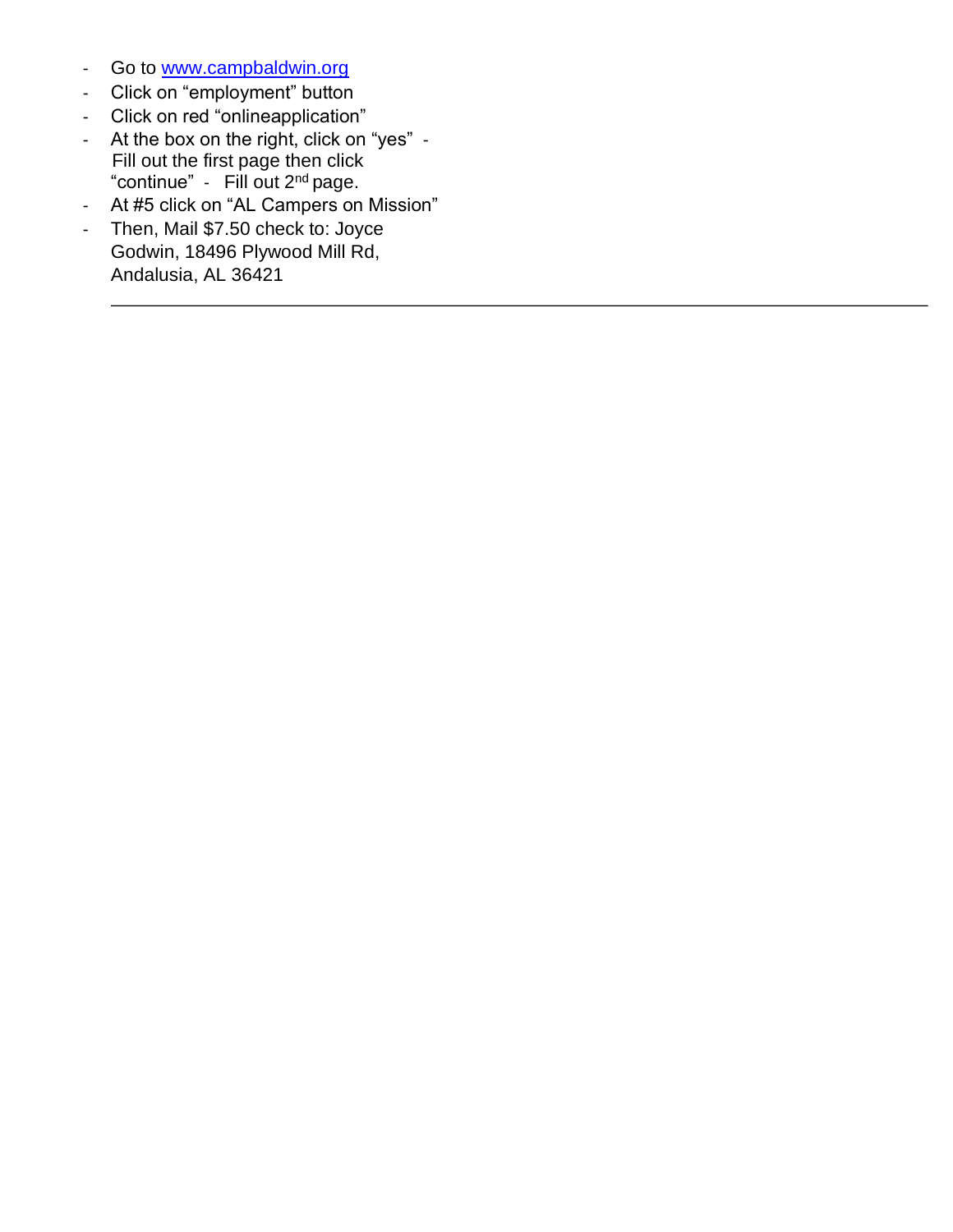- Go to [www.campbaldwin.org](http://www.campbaldwin.org)
- Click on "employment" button
- Click on red "onlineapplication"
- At the box on the right, click on "yes" - Fill out the first page then click "continue" - Fill out 2nd page.
- At #5 click on "AL Campers on Mission"
- Then, Mail $7.50 check to: Joyce Godwin, 18496 Plywood Mill Rd, Andalusia, AL 36421

---